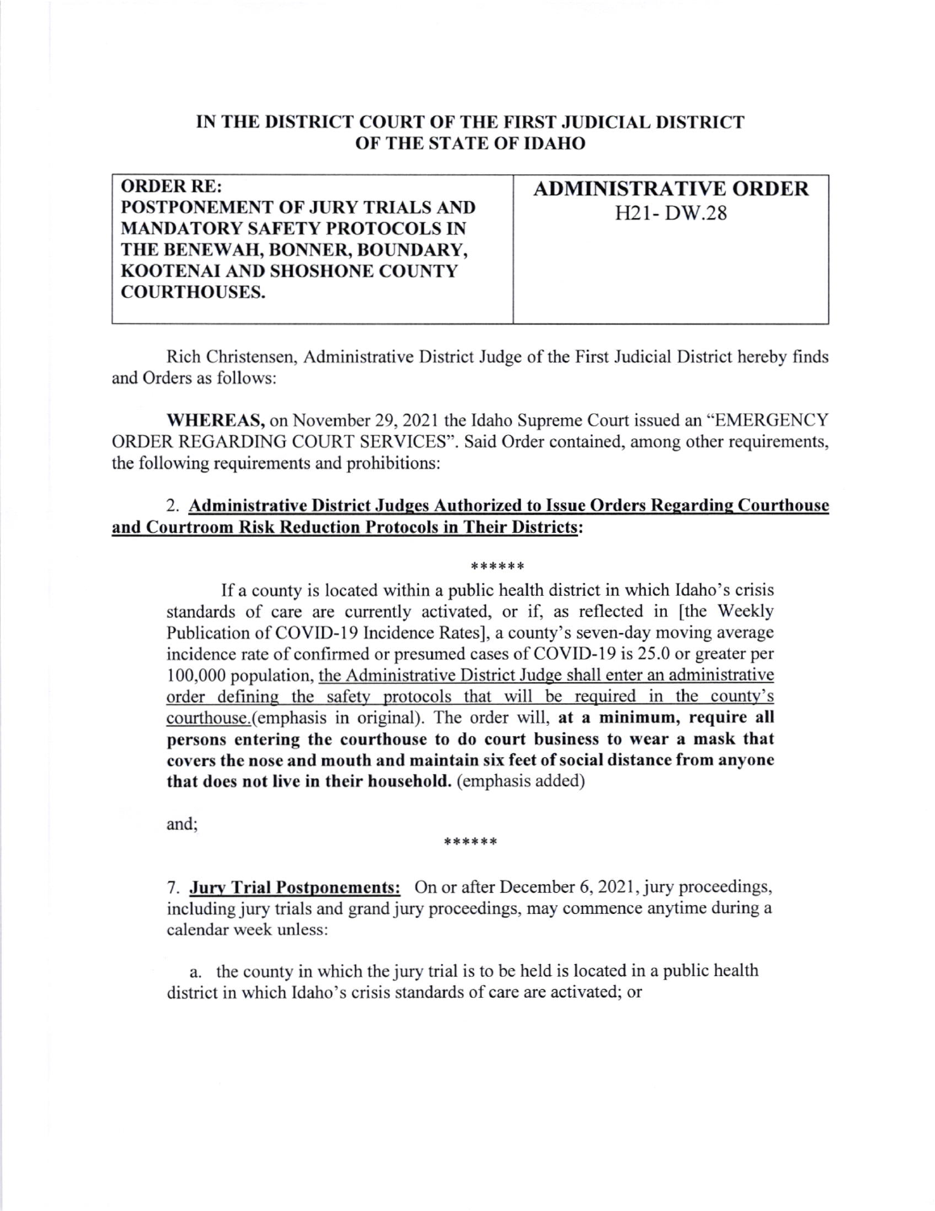**IN THE DISTRICT COURT OF THE FIRST JUDICIAL DISTRICT OF THE STATE OF IDAHO**

| ORDER RE: POSTPONEMENT OF JURY TRIALS AND MANDATORY SAFETY PROTOCOLS IN THE BENEWAH, BONNER, BOUNDARY, KOOTENAI AND SHOSHONE COUNTY COURTHOUSES. | ADMINISTRATIVE ORDER H21- DW.28 |
|---|---|

Rich Christensen, Administrative District Judge of the First Judicial District hereby finds and Orders as follows:

**WHEREAS,** on November 29, 2021 the Idaho Supreme Court issued an "EMERGENCY ORDER REGARDING COURT SERVICES". Said Order contained, among other requirements, the following requirements and prohibitions:

2. **Administrative District Judges Authorized to Issue Orders Regarding Courthouse and Courtroom Risk Reduction Protocols in Their Districts:**

******

If a county is located within a public health district in which Idaho's crisis standards of care are currently activated, or if, as reflected in [the Weekly Publication of COVID-19 Incidence Rates], a county's seven-day moving average incidence rate of confirmed or presumed cases of COVID-19 is 25.0 or greater per 100,000 population, the Administrative District Judge shall enter an administrative order defining the safety protocols that will be required in the county's courthouse.(emphasis in original). The order will, **at a minimum, require all persons entering the courthouse to do court business to wear a mask that covers the nose and mouth and maintain six feet of social distance from anyone that does not live in their household.** (emphasis added)

and;

******

7. **Jury Trial Postponements:** On or after December 6, 2021, jury proceedings, including jury trials and grand jury proceedings, may commence anytime during a calendar week unless:

a. the county in which the jury trial is to be held is located in a public health district in which Idaho's crisis standards of care are activated; or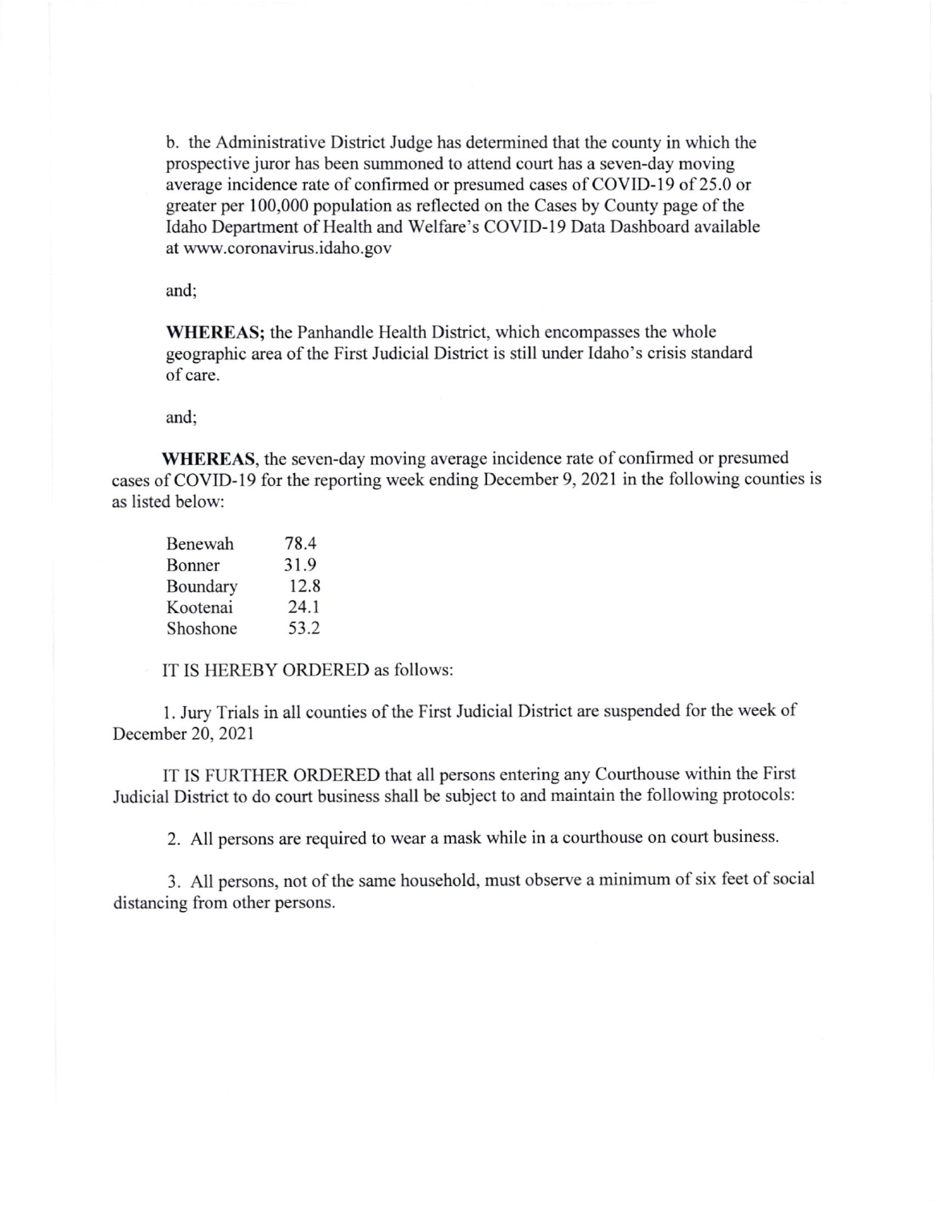b. the Administrative District Judge has determined that the county in which the prospective juror has been summoned to attend court has a seven-day moving average incidence rate of confirmed or presumed cases of COVID-19 of 25.0 or greater per 100,000 population as reflected on the Cases by County page of the Idaho Department of Health and Welfare's COVID-19 Data Dashboard available at www.coronavirus.idaho.gov

and;

**WHEREAS;** the Panhandle Health District, which encompasses the whole geographic area of the First Judicial District is still under Idaho's crisis standard of care.

and;

**WHEREAS**, the seven-day moving average incidence rate of confirmed or presumed cases of COVID-19 for the reporting week ending December 9, 2021 in the following counties is as listed below:

| | |
|---|---|
| Benewah | 78.4 |
| Bonner | 31.9 |
| Boundary | 12.8 |
| Kootenai | 24.1 |
| Shoshone | 53.2 |

IT IS HEREBY ORDERED as follows:

1. Jury Trials in all counties of the First Judicial District are suspended for the week of December 20, 2021

IT IS FURTHER ORDERED that all persons entering any Courthouse within the First Judicial District to do court business shall be subject to and maintain the following protocols:

2. All persons are required to wear a mask while in a courthouse on court business.

3. All persons, not of the same household, must observe a minimum of six feet of social distancing from other persons.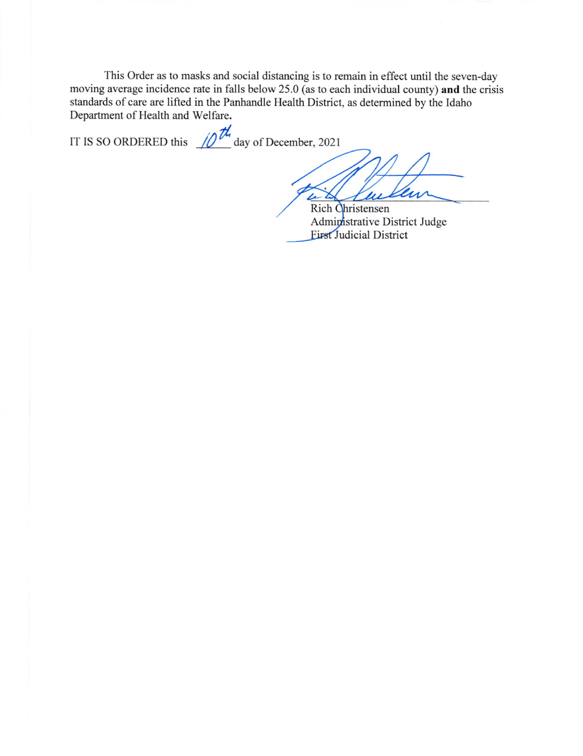This Order as to masks and social distancing is to remain in effect until the seven-day moving average incidence rate in falls below 25.0 (as to each individual county) **and** the crisis standards of care are lifted in the Panhandle Health District, as determined by the Idaho Department of Health and Welfare.

IT IS SO ORDERED this 10th day of December, 2021

Rich Christensen
Administrative District Judge
First Judicial District